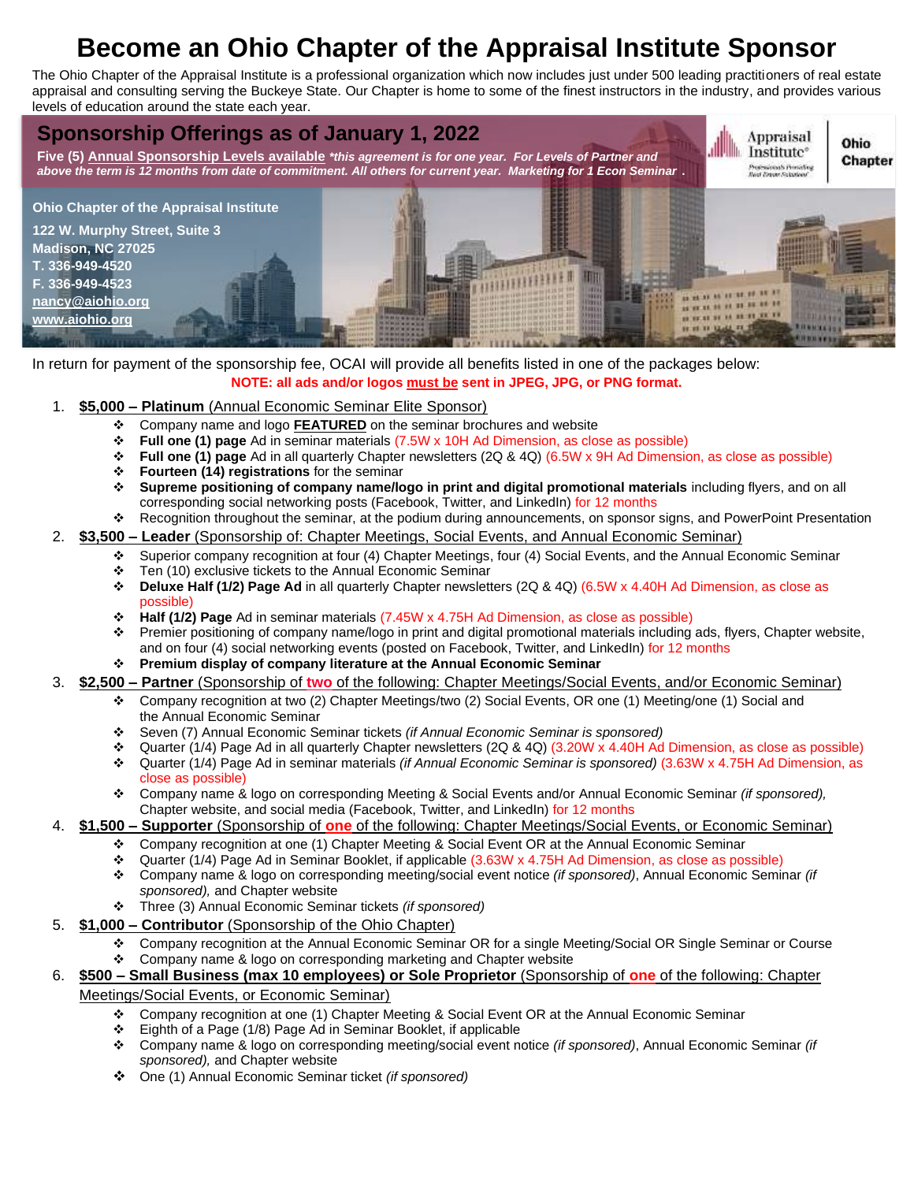# Become an Ohio Chapter of the Appraisal Institute Sponsor

The Ohio Chapter of the Appraisal Institute is a professional organization which now includes just under 500 leading practitioners of real estate appraisal and consulting serving the Buckeye State. Our Chapter is home to some of the finest instructors in the industry, and provides various levels of education around the state each year.

## Sponsorship Offerings as of January 1, 2022

**Five (5) Annual Sponsorship Levels available** ***this agreement is for one year. For Levels of Partner and above the term is 12 months from date of commitment. All others for current year. Marketing for 1 Econ Seminar .***

Appraisal Institute® — Professionals Providing Real Estate Solutions — Ohio Chapter

**Ohio Chapter of the Appraisal Institute**
**122 W. Murphy Street, Suite 3**
**Madison, NC 27025**
**T. 336-949-4520**
**F. 336-949-4523**
**nancy@aiohio.org**
**www.aiohio.org**

In return for payment of the sponsorship fee, OCAI will provide all benefits listed in one of the packages below:

**NOTE: all ads and/or logos must be sent in JPEG, JPG, or PNG format.**

1. **$5,000 – Platinum** (Annual Economic Seminar Elite Sponsor)
   - Company name and logo **FEATURED** on the seminar brochures and website
   - **Full one (1) page** Ad in seminar materials (7.5W x 10H Ad Dimension, as close as possible)
   - **Full one (1) page** Ad in all quarterly Chapter newsletters (2Q & 4Q) (6.5W x 9H Ad Dimension, as close as possible)
   - **Fourteen (14) registrations** for the seminar
   - **Supreme positioning of company name/logo in print and digital promotional materials** including flyers, and on all corresponding social networking posts (Facebook, Twitter, and LinkedIn) for 12 months
   - Recognition throughout the seminar, at the podium during announcements, on sponsor signs, and PowerPoint Presentation
2. **$3,500 – Leader** (Sponsorship of: Chapter Meetings, Social Events, and Annual Economic Seminar)
   - Superior company recognition at four (4) Chapter Meetings, four (4) Social Events, and the Annual Economic Seminar
   - Ten (10) exclusive tickets to the Annual Economic Seminar
   - **Deluxe Half (1/2) Page Ad** in all quarterly Chapter newsletters (2Q & 4Q) (6.5W x 4.40H Ad Dimension, as close as possible)
   - **Half (1/2) Page** Ad in seminar materials (7.45W x 4.75H Ad Dimension, as close as possible)
   - Premier positioning of company name/logo in print and digital promotional materials including ads, flyers, Chapter website, and on four (4) social networking events (posted on Facebook, Twitter, and LinkedIn) for 12 months
   - **Premium display of company literature at the Annual Economic Seminar**
3. **$2,500 – Partner** (Sponsorship of **two** of the following: Chapter Meetings/Social Events, and/or Economic Seminar)
   - Company recognition at two (2) Chapter Meetings/two (2) Social Events, OR one (1) Meeting/one (1) Social and the Annual Economic Seminar
   - Seven (7) Annual Economic Seminar tickets *(if Annual Economic Seminar is sponsored)*
   - Quarter (1/4) Page Ad in all quarterly Chapter newsletters (2Q & 4Q) (3.20W x 4.40H Ad Dimension, as close as possible)
   - Quarter (1/4) Page Ad in seminar materials *(if Annual Economic Seminar is sponsored)* (3.63W x 4.75H Ad Dimension, as close as possible)
   - Company name & logo on corresponding Meeting & Social Events and/or Annual Economic Seminar *(if sponsored),* Chapter website, and social media (Facebook, Twitter, and LinkedIn) for 12 months
4. **$1,500 – Supporter** (Sponsorship of **one** of the following: Chapter Meetings/Social Events, or Economic Seminar)
   - Company recognition at one (1) Chapter Meeting & Social Event OR at the Annual Economic Seminar
   - Quarter (1/4) Page Ad in Seminar Booklet, if applicable (3.63W x 4.75H Ad Dimension, as close as possible)
   - Company name & logo on corresponding meeting/social event notice *(if sponsored)*, Annual Economic Seminar *(if sponsored),* and Chapter website
   - Three (3) Annual Economic Seminar tickets *(if sponsored)*
5. **$1,000 – Contributor** (Sponsorship of the Ohio Chapter)
   - Company recognition at the Annual Economic Seminar OR for a single Meeting/Social OR Single Seminar or Course
   - Company name & logo on corresponding marketing and Chapter website
6. **$500 – Small Business (max 10 employees) or Sole Proprietor** (Sponsorship of **one** of the following: Chapter Meetings/Social Events, or Economic Seminar)
   - Company recognition at one (1) Chapter Meeting & Social Event OR at the Annual Economic Seminar
   - Eighth of a Page (1/8) Page Ad in Seminar Booklet, if applicable
   - Company name & logo on corresponding meeting/social event notice *(if sponsored)*, Annual Economic Seminar *(if sponsored),* and Chapter website
   - One (1) Annual Economic Seminar ticket *(if sponsored)*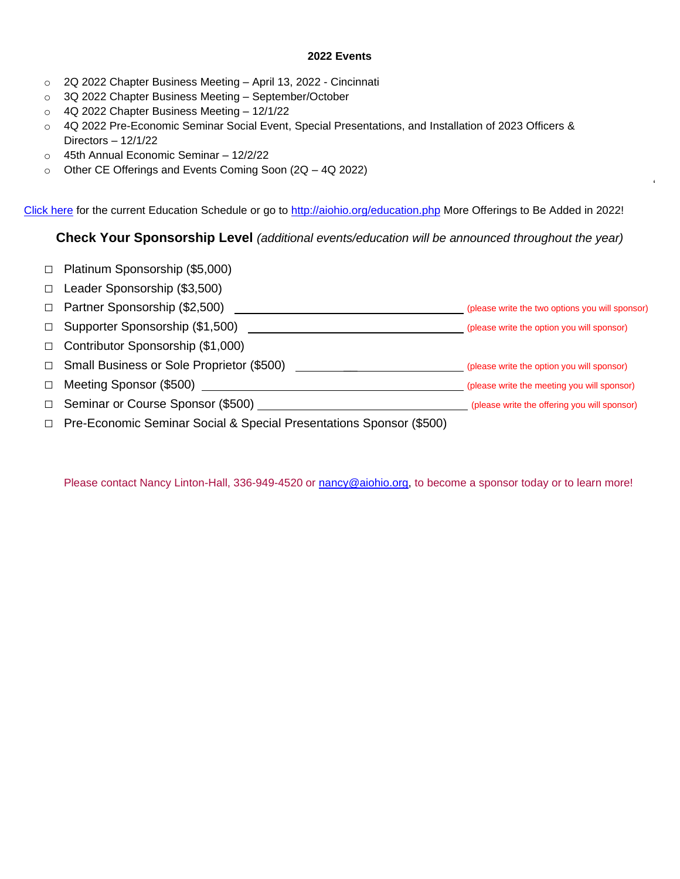**2022 Events**

- 2Q 2022 Chapter Business Meeting – April 13, 2022 - Cincinnati
- 3Q 2022 Chapter Business Meeting – September/October
- 4Q 2022 Chapter Business Meeting – 12/1/22
- 4Q 2022 Pre-Economic Seminar Social Event, Special Presentations, and Installation of 2023 Officers & Directors – 12/1/22
- 45th Annual Economic Seminar – 12/2/22
- Other CE Offerings and Events Coming Soon (2Q – 4Q 2022)

[Click here](http://aiohio.org/education.php) for the current Education Schedule or go to [http://aiohio.org/education.php](http://aiohio.org/education.php) More Offerings to Be Added in 2022!

**Check Your Sponsorship Level** *(additional events/education will be announced throughout the year)*

- ☐ Platinum Sponsorship ($5,000)
- ☐ Leader Sponsorship ($3,500)
- ☐ Partner Sponsorship ($2,500) ______________________ (please write the two options you will sponsor)
- ☐ Supporter Sponsorship ($1,500) ______________________ (please write the option you will sponsor)
- ☐ Contributor Sponsorship ($1,000)
- ☐ Small Business or Sole Proprietor ($500) ______________________ (please write the option you will sponsor)
- ☐ Meeting Sponsor ($500) ______________________ (please write the meeting you will sponsor)
- ☐ Seminar or Course Sponsor ($500) ______________________ (please write the offering you will sponsor)
- ☐ Pre-Economic Seminar Social & Special Presentations Sponsor ($500)

Please contact Nancy Linton-Hall, 336-949-4520 or [nancy@aiohio.org](mailto:nancy@aiohio.org), to become a sponsor today or to learn more!